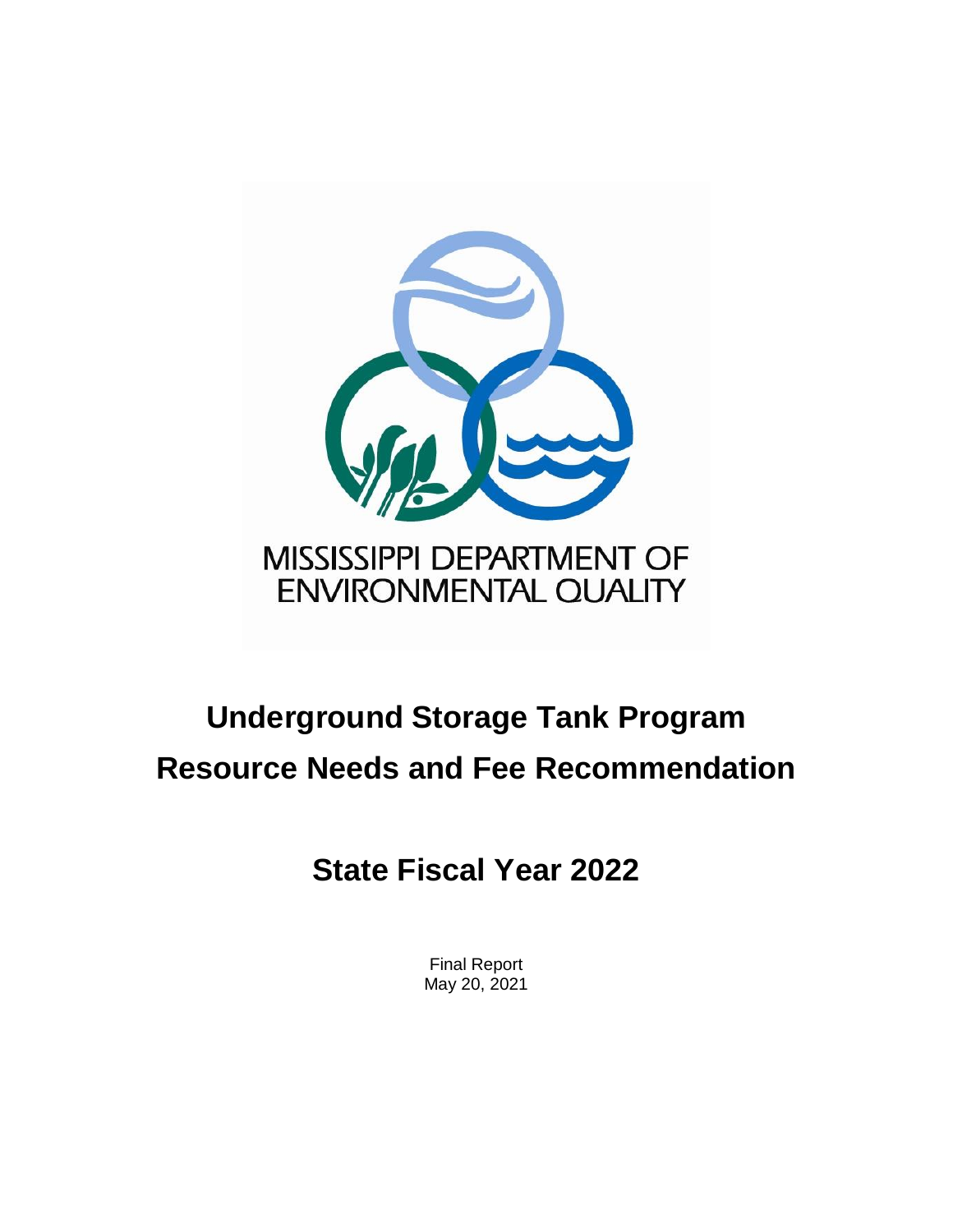MISSISSIPPI DEPARTMENT OF ENVIRONMENTAL QUALITY

# Underground Storage Tank Program

# Resource Needs and Fee Recommendation

## State Fiscal Year 2022

Final Report
May 20, 2021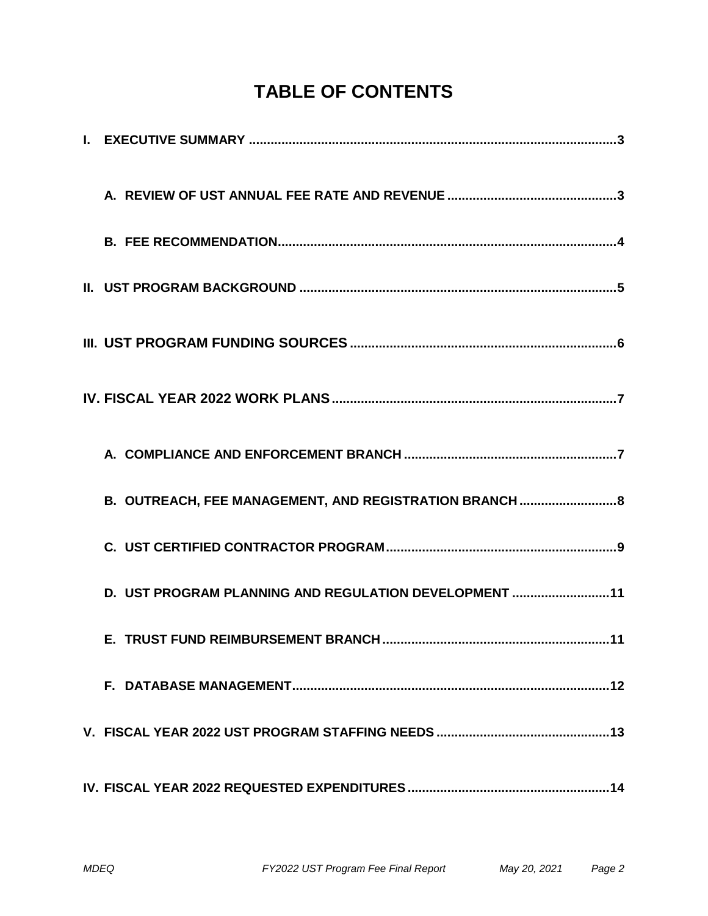# TABLE OF CONTENTS

**I. EXECUTIVE SUMMARY .......... 3**

- **A. REVIEW OF UST ANNUAL FEE RATE AND REVENUE .......... 3**
- **B. FEE RECOMMENDATION .......... 4**

**II. UST PROGRAM BACKGROUND .......... 5**

**III. UST PROGRAM FUNDING SOURCES .......... 6**

**IV. FISCAL YEAR 2022 WORK PLANS .......... 7**

- **A. COMPLIANCE AND ENFORCEMENT BRANCH .......... 7**
- **B. OUTREACH, FEE MANAGEMENT, AND REGISTRATION BRANCH .......... 8**
- **C. UST CERTIFIED CONTRACTOR PROGRAM .......... 9**
- **D. UST PROGRAM PLANNING AND REGULATION DEVELOPMENT .......... 11**
- **E. TRUST FUND REIMBURSEMENT BRANCH .......... 11**
- **F. DATABASE MANAGEMENT .......... 12**

**V. FISCAL YEAR 2022 UST PROGRAM STAFFING NEEDS .......... 13**

**IV. FISCAL YEAR 2022 REQUESTED EXPENDITURES .......... 14**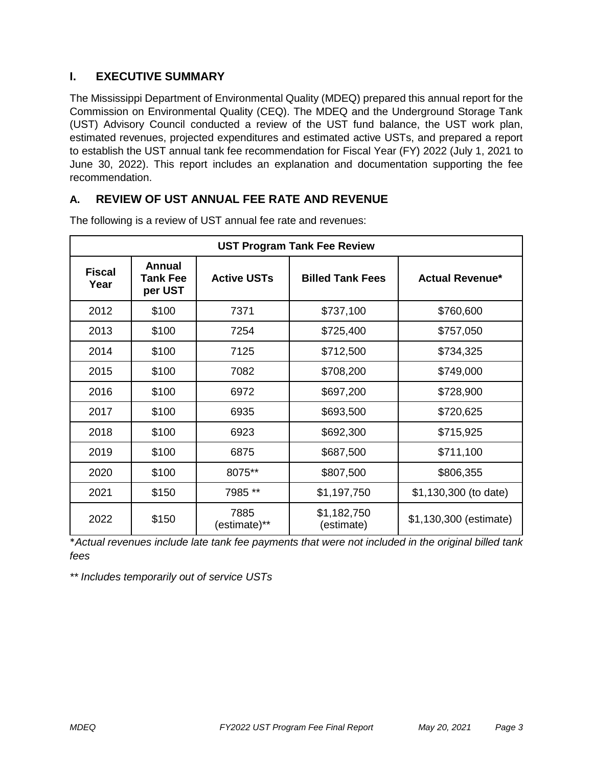# I. EXECUTIVE SUMMARY

The Mississippi Department of Environmental Quality (MDEQ) prepared this annual report for the Commission on Environmental Quality (CEQ). The MDEQ and the Underground Storage Tank (UST) Advisory Council conducted a review of the UST fund balance, the UST work plan, estimated revenues, projected expenditures and estimated active USTs, and prepared a report to establish the UST annual tank fee recommendation for Fiscal Year (FY) 2022 (July 1, 2021 to June 30, 2022). This report includes an explanation and documentation supporting the fee recommendation.

## A. REVIEW OF UST ANNUAL FEE RATE AND REVENUE

The following is a review of UST annual fee rate and revenues:

| UST Program Tank Fee Review | | | | |
|---|---|---|---|---|
| **Fiscal Year** | **Annual Tank Fee per UST** | **Active USTs** | **Billed Tank Fees** | **Actual Revenue*** |
| 2012 | $100 | 7371 | $737,100 | $760,600 |
| 2013 | $100 | 7254 | $725,400 | $757,050 |
| 2014 | $100 | 7125 | $712,500 | $734,325 |
| 2015 | $100 | 7082 | $708,200 | $749,000 |
| 2016 | $100 | 6972 | $697,200 | $728,900 |
| 2017 | $100 | 6935 | $693,500 | $720,625 |
| 2018 | $100 | 6923 | $692,300 | $715,925 |
| 2019 | $100 | 6875 | $687,500 | $711,100 |
| 2020 | $100 | 8075** | $807,500 | $806,355 |
| 2021 | $150 | 7985 ** | $1,197,750 | $1,130,300 (to date) |
| 2022 | $150 | 7885 (estimate)** | $1,182,750 (estimate) | $1,130,300 (estimate) |

*\*Actual revenues include late tank fee payments that were not included in the original billed tank fees*

*\*\* Includes temporarily out of service USTs*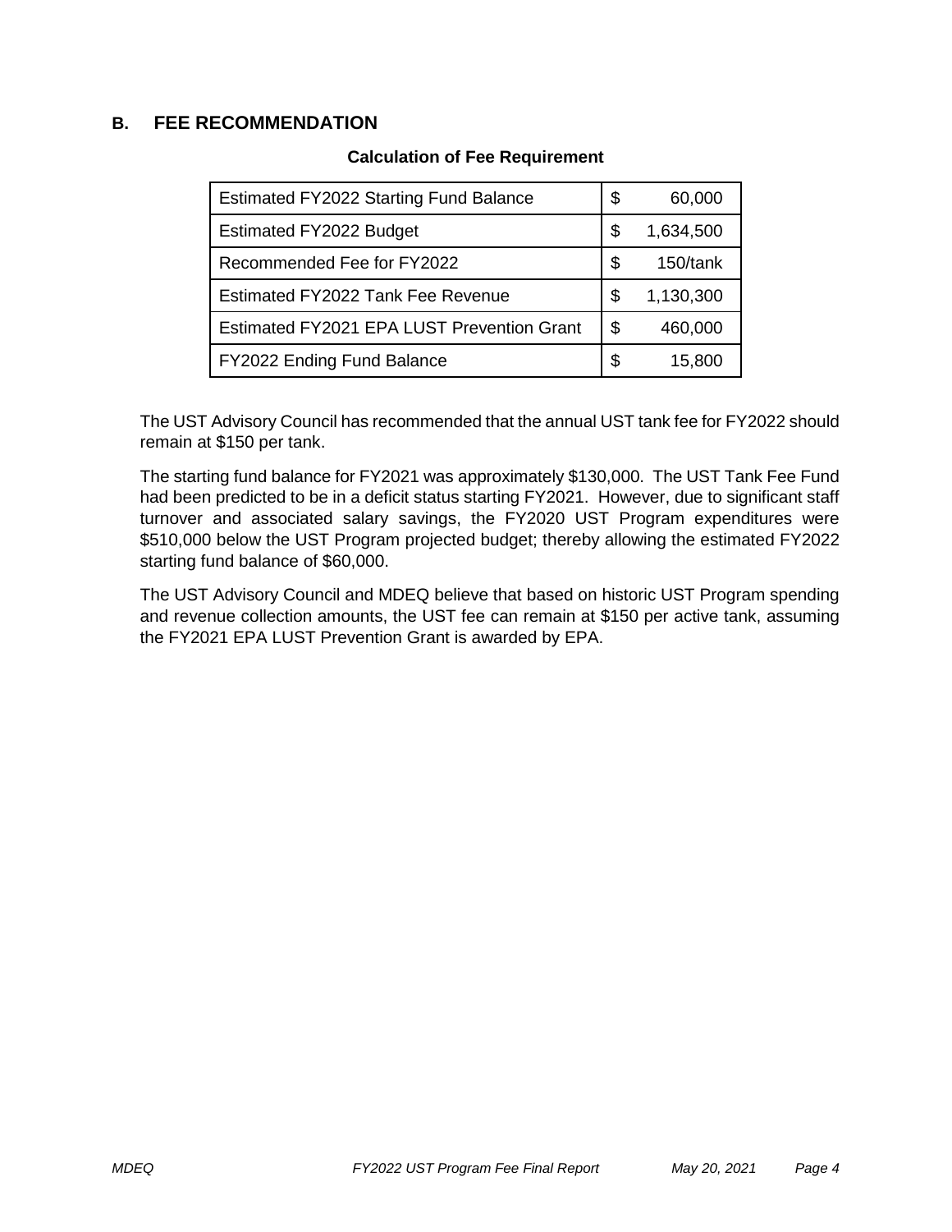## B. FEE RECOMMENDATION

**Calculation of Fee Requirement**

| | |
|---|---|
| Estimated FY2022 Starting Fund Balance | $ 60,000 |
| Estimated FY2022 Budget | $ 1,634,500 |
| Recommended Fee for FY2022 | $ 150/tank |
| Estimated FY2022 Tank Fee Revenue | $ 1,130,300 |
| Estimated FY2021 EPA LUST Prevention Grant | $ 460,000 |
| FY2022 Ending Fund Balance | $ 15,800 |

The UST Advisory Council has recommended that the annual UST tank fee for FY2022 should remain at $150 per tank.

The starting fund balance for FY2021 was approximately $130,000. The UST Tank Fee Fund had been predicted to be in a deficit status starting FY2021. However, due to significant staff turnover and associated salary savings, the FY2020 UST Program expenditures were $510,000 below the UST Program projected budget; thereby allowing the estimated FY2022 starting fund balance of $60,000.

The UST Advisory Council and MDEQ believe that based on historic UST Program spending and revenue collection amounts, the UST fee can remain at $150 per active tank, assuming the FY2021 EPA LUST Prevention Grant is awarded by EPA.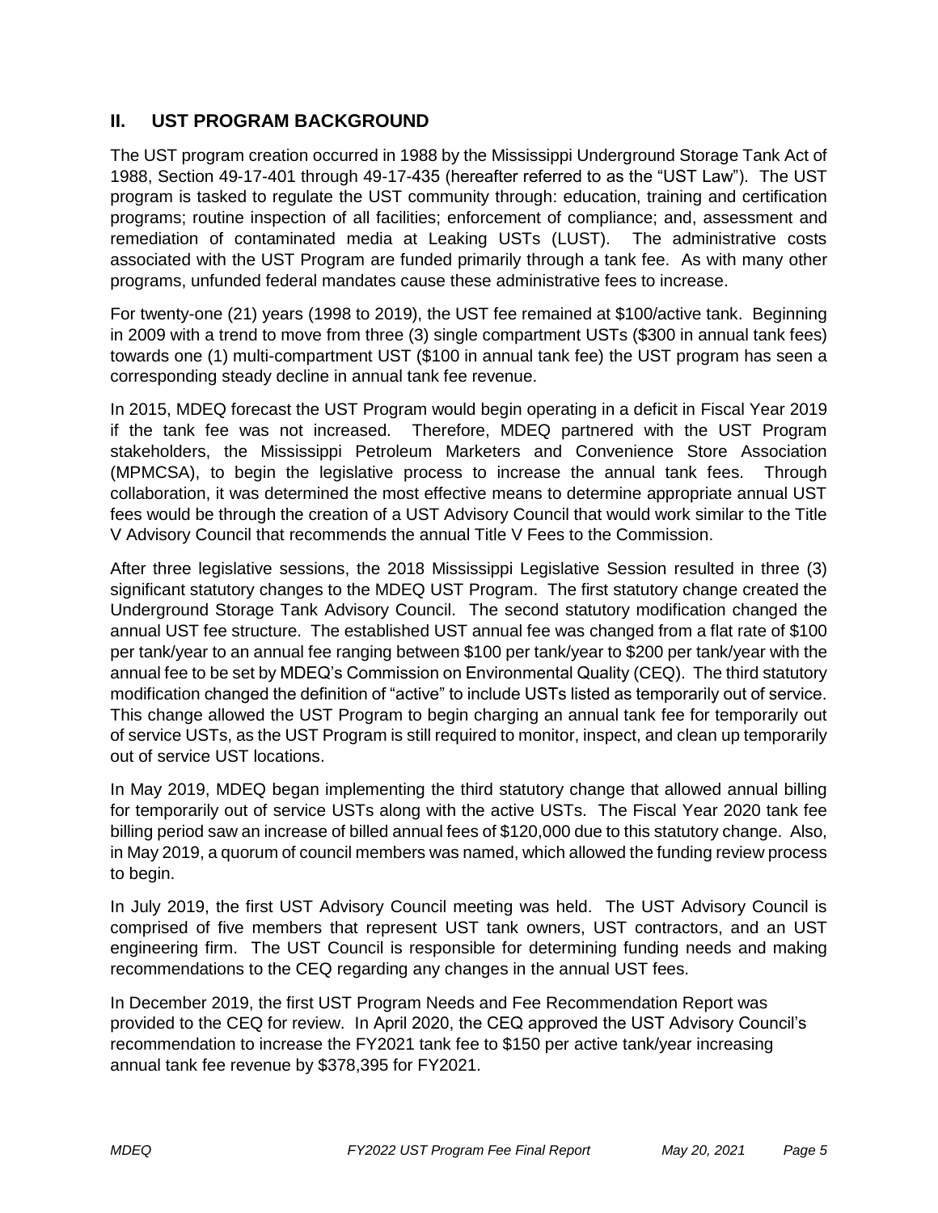## II. UST PROGRAM BACKGROUND

The UST program creation occurred in 1988 by the Mississippi Underground Storage Tank Act of 1988, Section 49-17-401 through 49-17-435 (hereafter referred to as the "UST Law"). The UST program is tasked to regulate the UST community through: education, training and certification programs; routine inspection of all facilities; enforcement of compliance; and, assessment and remediation of contaminated media at Leaking USTs (LUST). The administrative costs associated with the UST Program are funded primarily through a tank fee. As with many other programs, unfunded federal mandates cause these administrative fees to increase.

For twenty-one (21) years (1998 to 2019), the UST fee remained at $100/active tank. Beginning in 2009 with a trend to move from three (3) single compartment USTs ($300 in annual tank fees) towards one (1) multi-compartment UST ($100 in annual tank fee) the UST program has seen a corresponding steady decline in annual tank fee revenue.

In 2015, MDEQ forecast the UST Program would begin operating in a deficit in Fiscal Year 2019 if the tank fee was not increased. Therefore, MDEQ partnered with the UST Program stakeholders, the Mississippi Petroleum Marketers and Convenience Store Association (MPMCSA), to begin the legislative process to increase the annual tank fees. Through collaboration, it was determined the most effective means to determine appropriate annual UST fees would be through the creation of a UST Advisory Council that would work similar to the Title V Advisory Council that recommends the annual Title V Fees to the Commission.

After three legislative sessions, the 2018 Mississippi Legislative Session resulted in three (3) significant statutory changes to the MDEQ UST Program. The first statutory change created the Underground Storage Tank Advisory Council. The second statutory modification changed the annual UST fee structure. The established UST annual fee was changed from a flat rate of $100 per tank/year to an annual fee ranging between $100 per tank/year to $200 per tank/year with the annual fee to be set by MDEQ's Commission on Environmental Quality (CEQ). The third statutory modification changed the definition of "active" to include USTs listed as temporarily out of service. This change allowed the UST Program to begin charging an annual tank fee for temporarily out of service USTs, as the UST Program is still required to monitor, inspect, and clean up temporarily out of service UST locations.

In May 2019, MDEQ began implementing the third statutory change that allowed annual billing for temporarily out of service USTs along with the active USTs. The Fiscal Year 2020 tank fee billing period saw an increase of billed annual fees of $120,000 due to this statutory change. Also, in May 2019, a quorum of council members was named, which allowed the funding review process to begin.

In July 2019, the first UST Advisory Council meeting was held. The UST Advisory Council is comprised of five members that represent UST tank owners, UST contractors, and an UST engineering firm. The UST Council is responsible for determining funding needs and making recommendations to the CEQ regarding any changes in the annual UST fees.

In December 2019, the first UST Program Needs and Fee Recommendation Report was provided to the CEQ for review. In April 2020, the CEQ approved the UST Advisory Council's recommendation to increase the FY2021 tank fee to $150 per active tank/year increasing annual tank fee revenue by $378,395 for FY2021.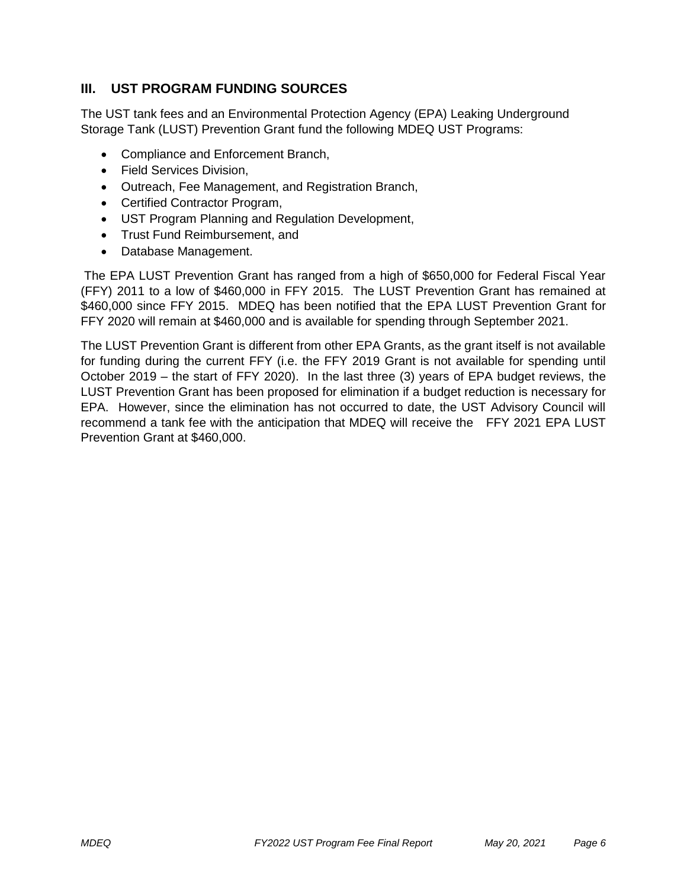## III. UST PROGRAM FUNDING SOURCES

The UST tank fees and an Environmental Protection Agency (EPA) Leaking Underground Storage Tank (LUST) Prevention Grant fund the following MDEQ UST Programs:

- Compliance and Enforcement Branch,
- Field Services Division,
- Outreach, Fee Management, and Registration Branch,
- Certified Contractor Program,
- UST Program Planning and Regulation Development,
- Trust Fund Reimbursement, and
- Database Management.

The EPA LUST Prevention Grant has ranged from a high of $650,000 for Federal Fiscal Year (FFY) 2011 to a low of $460,000 in FFY 2015. The LUST Prevention Grant has remained at $460,000 since FFY 2015. MDEQ has been notified that the EPA LUST Prevention Grant for FFY 2020 will remain at $460,000 and is available for spending through September 2021.

The LUST Prevention Grant is different from other EPA Grants, as the grant itself is not available for funding during the current FFY (i.e. the FFY 2019 Grant is not available for spending until October 2019 – the start of FFY 2020). In the last three (3) years of EPA budget reviews, the LUST Prevention Grant has been proposed for elimination if a budget reduction is necessary for EPA. However, since the elimination has not occurred to date, the UST Advisory Council will recommend a tank fee with the anticipation that MDEQ will receive the FFY 2021 EPA LUST Prevention Grant at $460,000.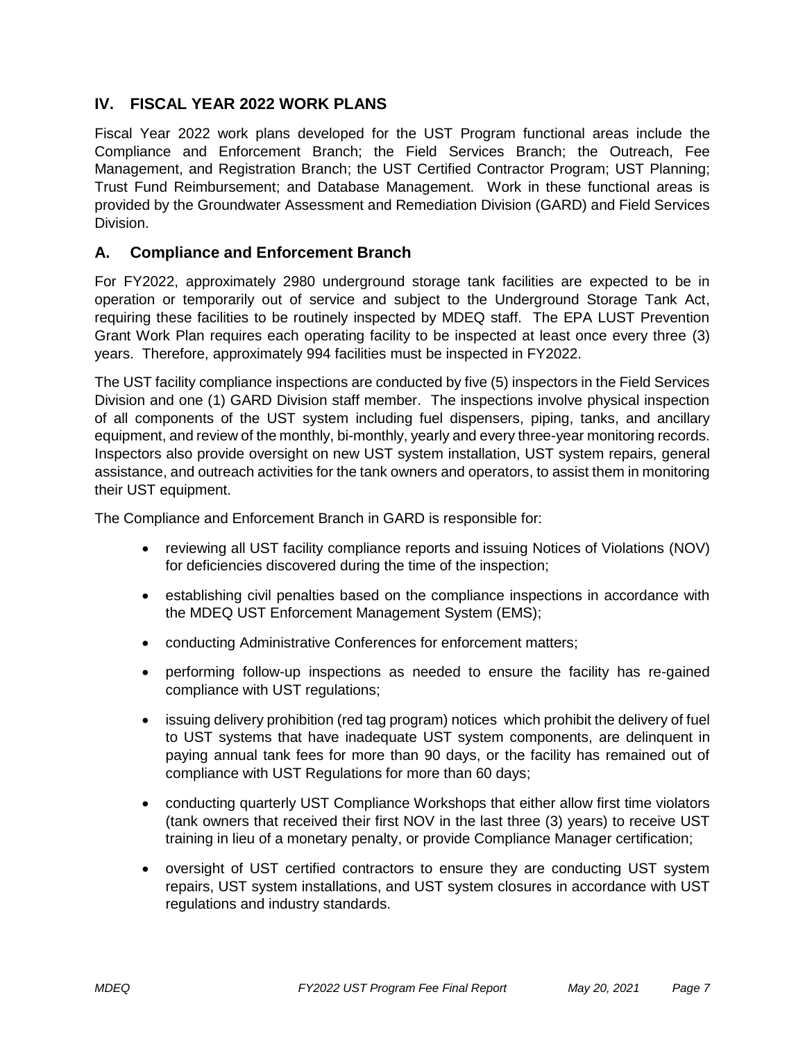## IV. FISCAL YEAR 2022 WORK PLANS

Fiscal Year 2022 work plans developed for the UST Program functional areas include the Compliance and Enforcement Branch; the Field Services Branch; the Outreach, Fee Management, and Registration Branch; the UST Certified Contractor Program; UST Planning; Trust Fund Reimbursement; and Database Management. Work in these functional areas is provided by the Groundwater Assessment and Remediation Division (GARD) and Field Services Division.

### A. Compliance and Enforcement Branch

For FY2022, approximately 2980 underground storage tank facilities are expected to be in operation or temporarily out of service and subject to the Underground Storage Tank Act, requiring these facilities to be routinely inspected by MDEQ staff. The EPA LUST Prevention Grant Work Plan requires each operating facility to be inspected at least once every three (3) years. Therefore, approximately 994 facilities must be inspected in FY2022.

The UST facility compliance inspections are conducted by five (5) inspectors in the Field Services Division and one (1) GARD Division staff member. The inspections involve physical inspection of all components of the UST system including fuel dispensers, piping, tanks, and ancillary equipment, and review of the monthly, bi-monthly, yearly and every three-year monitoring records. Inspectors also provide oversight on new UST system installation, UST system repairs, general assistance, and outreach activities for the tank owners and operators, to assist them in monitoring their UST equipment.

The Compliance and Enforcement Branch in GARD is responsible for:

- reviewing all UST facility compliance reports and issuing Notices of Violations (NOV) for deficiencies discovered during the time of the inspection;
- establishing civil penalties based on the compliance inspections in accordance with the MDEQ UST Enforcement Management System (EMS);
- conducting Administrative Conferences for enforcement matters;
- performing follow-up inspections as needed to ensure the facility has re-gained compliance with UST regulations;
- issuing delivery prohibition (red tag program) notices which prohibit the delivery of fuel to UST systems that have inadequate UST system components, are delinquent in paying annual tank fees for more than 90 days, or the facility has remained out of compliance with UST Regulations for more than 60 days;
- conducting quarterly UST Compliance Workshops that either allow first time violators (tank owners that received their first NOV in the last three (3) years) to receive UST training in lieu of a monetary penalty, or provide Compliance Manager certification;
- oversight of UST certified contractors to ensure they are conducting UST system repairs, UST system installations, and UST system closures in accordance with UST regulations and industry standards.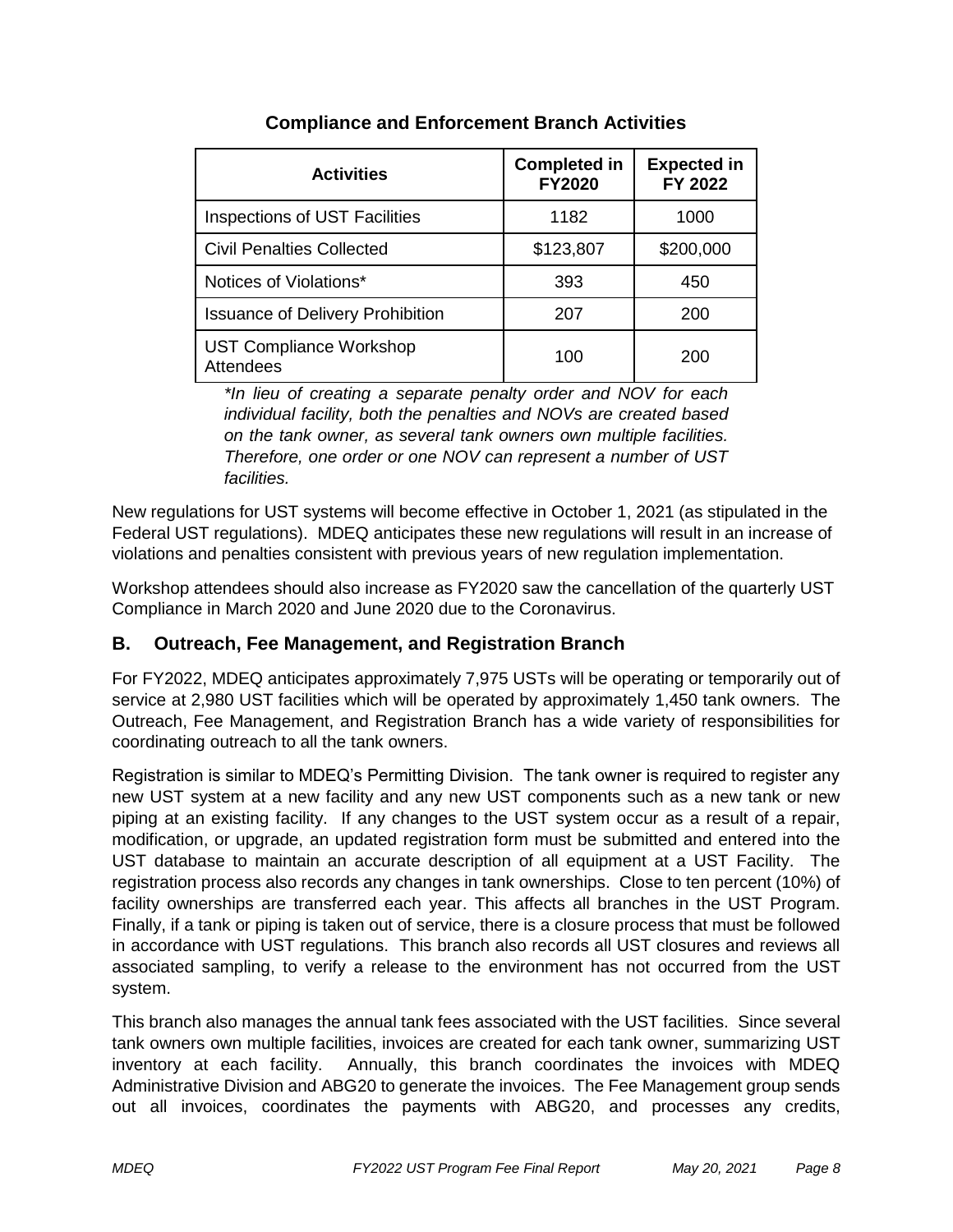## Compliance and Enforcement Branch Activities

| Activities | Completed in FY2020 | Expected in FY 2022 |
| --- | --- | --- |
| Inspections of UST Facilities | 1182 | 1000 |
| Civil Penalties Collected | $123,807 | $200,000 |
| Notices of Violations* | 393 | 450 |
| Issuance of Delivery Prohibition | 207 | 200 |
| UST Compliance Workshop Attendees | 100 | 200 |

*\*In lieu of creating a separate penalty order and NOV for each individual facility, both the penalties and NOVs are created based on the tank owner, as several tank owners own multiple facilities. Therefore, one order or one NOV can represent a number of UST facilities.*

New regulations for UST systems will become effective in October 1, 2021 (as stipulated in the Federal UST regulations). MDEQ anticipates these new regulations will result in an increase of violations and penalties consistent with previous years of new regulation implementation.

Workshop attendees should also increase as FY2020 saw the cancellation of the quarterly UST Compliance in March 2020 and June 2020 due to the Coronavirus.

### B. Outreach, Fee Management, and Registration Branch

For FY2022, MDEQ anticipates approximately 7,975 USTs will be operating or temporarily out of service at 2,980 UST facilities which will be operated by approximately 1,450 tank owners. The Outreach, Fee Management, and Registration Branch has a wide variety of responsibilities for coordinating outreach to all the tank owners.

Registration is similar to MDEQ's Permitting Division. The tank owner is required to register any new UST system at a new facility and any new UST components such as a new tank or new piping at an existing facility. If any changes to the UST system occur as a result of a repair, modification, or upgrade, an updated registration form must be submitted and entered into the UST database to maintain an accurate description of all equipment at a UST Facility. The registration process also records any changes in tank ownerships. Close to ten percent (10%) of facility ownerships are transferred each year. This affects all branches in the UST Program. Finally, if a tank or piping is taken out of service, there is a closure process that must be followed in accordance with UST regulations. This branch also records all UST closures and reviews all associated sampling, to verify a release to the environment has not occurred from the UST system.

This branch also manages the annual tank fees associated with the UST facilities. Since several tank owners own multiple facilities, invoices are created for each tank owner, summarizing UST inventory at each facility. Annually, this branch coordinates the invoices with MDEQ Administrative Division and ABG20 to generate the invoices. The Fee Management group sends out all invoices, coordinates the payments with ABG20, and processes any credits,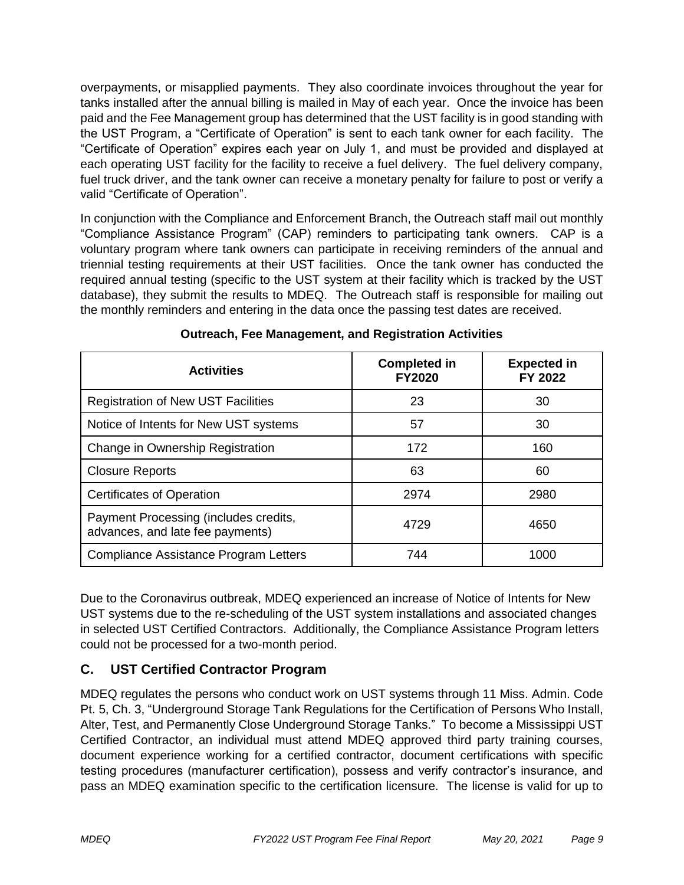overpayments, or misapplied payments. They also coordinate invoices throughout the year for tanks installed after the annual billing is mailed in May of each year. Once the invoice has been paid and the Fee Management group has determined that the UST facility is in good standing with the UST Program, a "Certificate of Operation" is sent to each tank owner for each facility. The "Certificate of Operation" expires each year on July 1, and must be provided and displayed at each operating UST facility for the facility to receive a fuel delivery. The fuel delivery company, fuel truck driver, and the tank owner can receive a monetary penalty for failure to post or verify a valid "Certificate of Operation".

In conjunction with the Compliance and Enforcement Branch, the Outreach staff mail out monthly "Compliance Assistance Program" (CAP) reminders to participating tank owners. CAP is a voluntary program where tank owners can participate in receiving reminders of the annual and triennial testing requirements at their UST facilities. Once the tank owner has conducted the required annual testing (specific to the UST system at their facility which is tracked by the UST database), they submit the results to MDEQ. The Outreach staff is responsible for mailing out the monthly reminders and entering in the data once the passing test dates are received.

**Outreach, Fee Management, and Registration Activities**

| Activities | Completed in FY2020 | Expected in FY 2022 |
|---|---|---|
| Registration of New UST Facilities | 23 | 30 |
| Notice of Intents for New UST systems | 57 | 30 |
| Change in Ownership Registration | 172 | 160 |
| Closure Reports | 63 | 60 |
| Certificates of Operation | 2974 | 2980 |
| Payment Processing (includes credits, advances, and late fee payments) | 4729 | 4650 |
| Compliance Assistance Program Letters | 744 | 1000 |

Due to the Coronavirus outbreak, MDEQ experienced an increase of Notice of Intents for New UST systems due to the re-scheduling of the UST system installations and associated changes in selected UST Certified Contractors. Additionally, the Compliance Assistance Program letters could not be processed for a two-month period.

## C. UST Certified Contractor Program

MDEQ regulates the persons who conduct work on UST systems through 11 Miss. Admin. Code Pt. 5, Ch. 3, "Underground Storage Tank Regulations for the Certification of Persons Who Install, Alter, Test, and Permanently Close Underground Storage Tanks." To become a Mississippi UST Certified Contractor, an individual must attend MDEQ approved third party training courses, document experience working for a certified contractor, document certifications with specific testing procedures (manufacturer certification), possess and verify contractor's insurance, and pass an MDEQ examination specific to the certification licensure. The license is valid for up to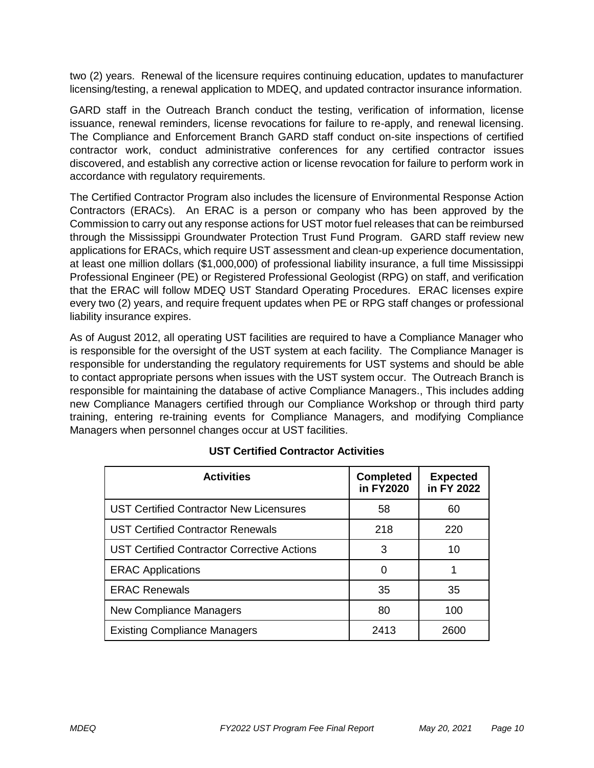two (2) years. Renewal of the licensure requires continuing education, updates to manufacturer licensing/testing, a renewal application to MDEQ, and updated contractor insurance information.

GARD staff in the Outreach Branch conduct the testing, verification of information, license issuance, renewal reminders, license revocations for failure to re-apply, and renewal licensing. The Compliance and Enforcement Branch GARD staff conduct on-site inspections of certified contractor work, conduct administrative conferences for any certified contractor issues discovered, and establish any corrective action or license revocation for failure to perform work in accordance with regulatory requirements.

The Certified Contractor Program also includes the licensure of Environmental Response Action Contractors (ERACs). An ERAC is a person or company who has been approved by the Commission to carry out any response actions for UST motor fuel releases that can be reimbursed through the Mississippi Groundwater Protection Trust Fund Program. GARD staff review new applications for ERACs, which require UST assessment and clean-up experience documentation, at least one million dollars ($1,000,000) of professional liability insurance, a full time Mississippi Professional Engineer (PE) or Registered Professional Geologist (RPG) on staff, and verification that the ERAC will follow MDEQ UST Standard Operating Procedures. ERAC licenses expire every two (2) years, and require frequent updates when PE or RPG staff changes or professional liability insurance expires.

As of August 2012, all operating UST facilities are required to have a Compliance Manager who is responsible for the oversight of the UST system at each facility. The Compliance Manager is responsible for understanding the regulatory requirements for UST systems and should be able to contact appropriate persons when issues with the UST system occur. The Outreach Branch is responsible for maintaining the database of active Compliance Managers., This includes adding new Compliance Managers certified through our Compliance Workshop or through third party training, entering re-training events for Compliance Managers, and modifying Compliance Managers when personnel changes occur at UST facilities.

**UST Certified Contractor Activities**

| Activities | Completed in FY2020 | Expected in FY 2022 |
|---|---|---|
| UST Certified Contractor New Licensures | 58 | 60 |
| UST Certified Contractor Renewals | 218 | 220 |
| UST Certified Contractor Corrective Actions | 3 | 10 |
| ERAC Applications | 0 | 1 |
| ERAC Renewals | 35 | 35 |
| New Compliance Managers | 80 | 100 |
| Existing Compliance Managers | 2413 | 2600 |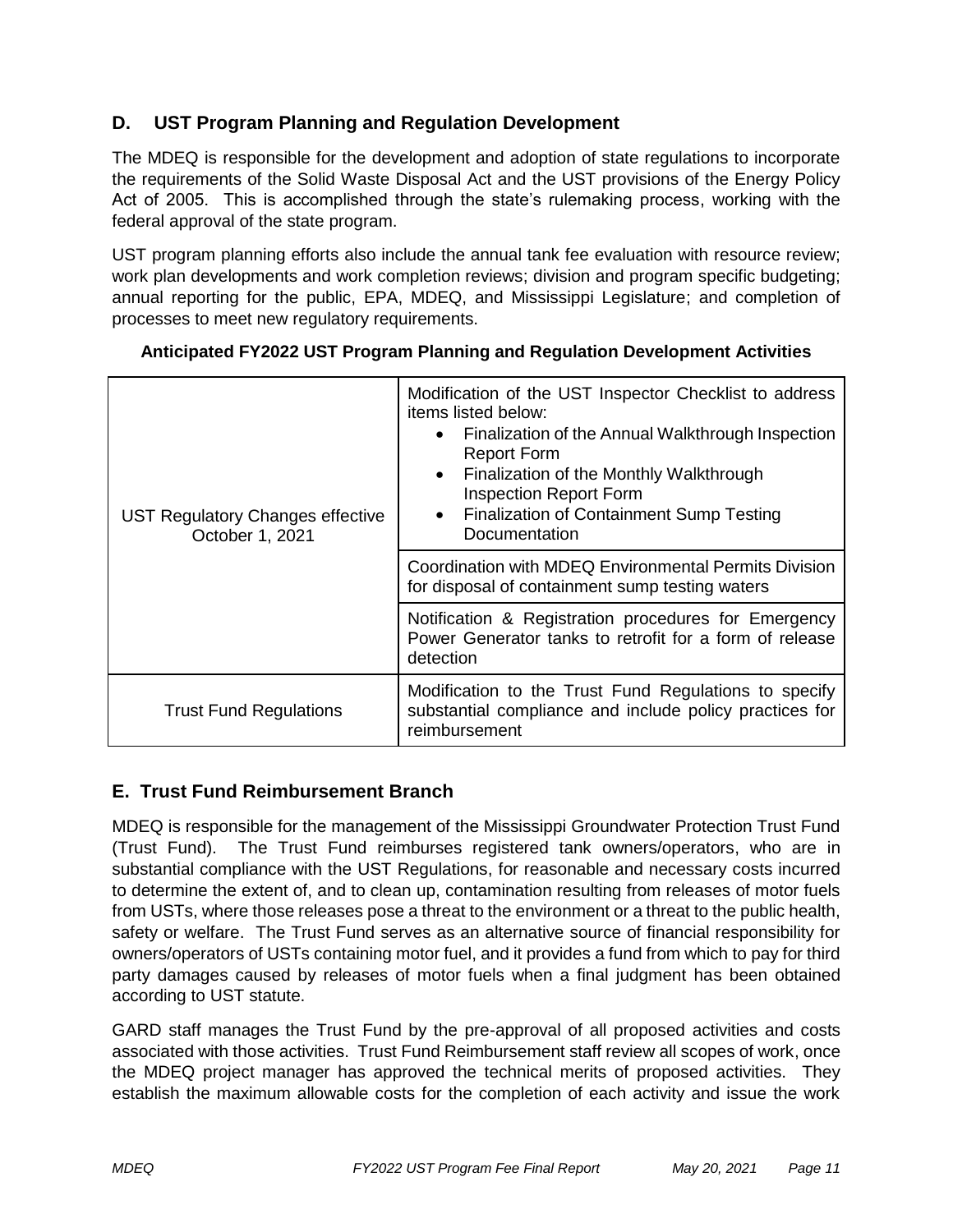## D. UST Program Planning and Regulation Development

The MDEQ is responsible for the development and adoption of state regulations to incorporate the requirements of the Solid Waste Disposal Act and the UST provisions of the Energy Policy Act of 2005. This is accomplished through the state's rulemaking process, working with the federal approval of the state program.

UST program planning efforts also include the annual tank fee evaluation with resource review; work plan developments and work completion reviews; division and program specific budgeting; annual reporting for the public, EPA, MDEQ, and Mississippi Legislature; and completion of processes to meet new regulatory requirements.

**Anticipated FY2022 UST Program Planning and Regulation Development Activities**

| | |
|---|---|
| UST Regulatory Changes effective October 1, 2021 | Modification of the UST Inspector Checklist to address items listed below:<br>• Finalization of the Annual Walkthrough Inspection Report Form<br>• Finalization of the Monthly Walkthrough Inspection Report Form<br>• Finalization of Containment Sump Testing Documentation |
| | Coordination with MDEQ Environmental Permits Division for disposal of containment sump testing waters |
| | Notification & Registration procedures for Emergency Power Generator tanks to retrofit for a form of release detection |
| Trust Fund Regulations | Modification to the Trust Fund Regulations to specify substantial compliance and include policy practices for reimbursement |

## E. Trust Fund Reimbursement Branch

MDEQ is responsible for the management of the Mississippi Groundwater Protection Trust Fund (Trust Fund). The Trust Fund reimburses registered tank owners/operators, who are in substantial compliance with the UST Regulations, for reasonable and necessary costs incurred to determine the extent of, and to clean up, contamination resulting from releases of motor fuels from USTs, where those releases pose a threat to the environment or a threat to the public health, safety or welfare. The Trust Fund serves as an alternative source of financial responsibility for owners/operators of USTs containing motor fuel, and it provides a fund from which to pay for third party damages caused by releases of motor fuels when a final judgment has been obtained according to UST statute.

GARD staff manages the Trust Fund by the pre-approval of all proposed activities and costs associated with those activities. Trust Fund Reimbursement staff review all scopes of work, once the MDEQ project manager has approved the technical merits of proposed activities. They establish the maximum allowable costs for the completion of each activity and issue the work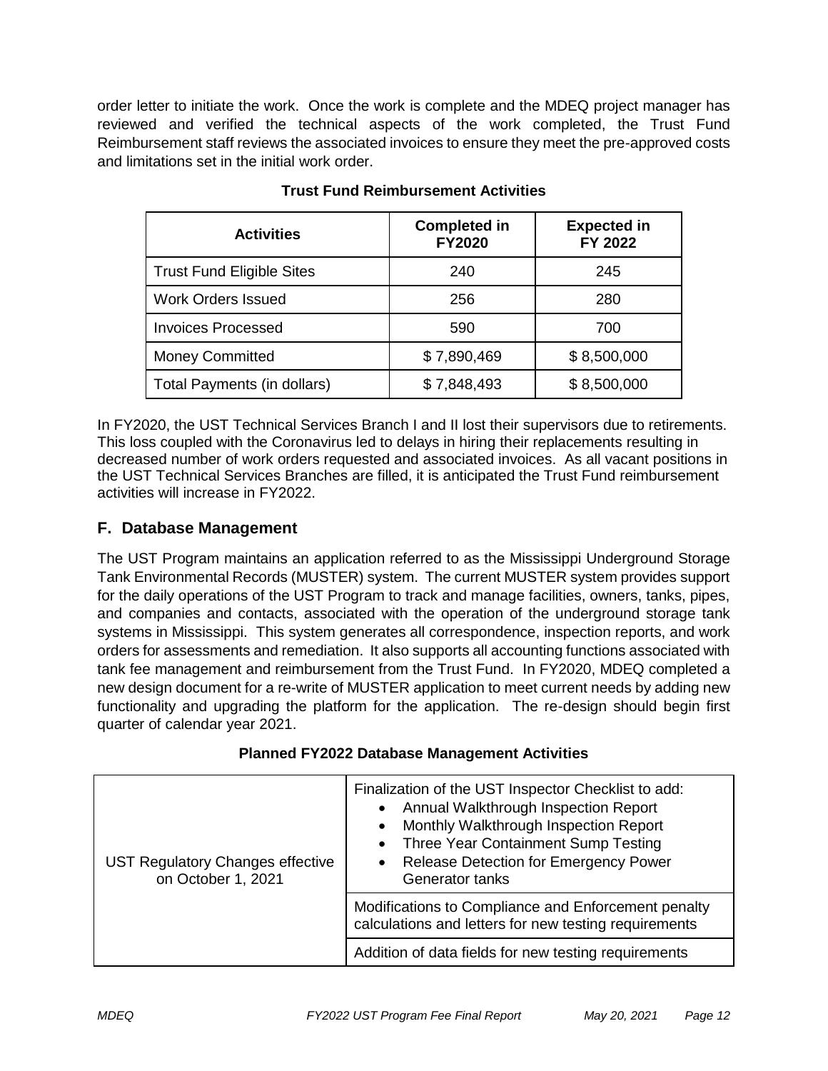order letter to initiate the work. Once the work is complete and the MDEQ project manager has reviewed and verified the technical aspects of the work completed, the Trust Fund Reimbursement staff reviews the associated invoices to ensure they meet the pre-approved costs and limitations set in the initial work order.

**Trust Fund Reimbursement Activities**

| Activities | Completed in FY2020 | Expected in FY 2022 |
|---|---|---|
| Trust Fund Eligible Sites | 240 | 245 |
| Work Orders Issued | 256 | 280 |
| Invoices Processed | 590 | 700 |
| Money Committed | $ 7,890,469 | $ 8,500,000 |
| Total Payments (in dollars) | $ 7,848,493 | $ 8,500,000 |

In FY2020, the UST Technical Services Branch I and II lost their supervisors due to retirements. This loss coupled with the Coronavirus led to delays in hiring their replacements resulting in decreased number of work orders requested and associated invoices. As all vacant positions in the UST Technical Services Branches are filled, it is anticipated the Trust Fund reimbursement activities will increase in FY2022.

## F. Database Management

The UST Program maintains an application referred to as the Mississippi Underground Storage Tank Environmental Records (MUSTER) system. The current MUSTER system provides support for the daily operations of the UST Program to track and manage facilities, owners, tanks, pipes, and companies and contacts, associated with the operation of the underground storage tank systems in Mississippi. This system generates all correspondence, inspection reports, and work orders for assessments and remediation. It also supports all accounting functions associated with tank fee management and reimbursement from the Trust Fund. In FY2020, MDEQ completed a new design document for a re-write of MUSTER application to meet current needs by adding new functionality and upgrading the platform for the application. The re-design should begin first quarter of calendar year 2021.

**Planned FY2022 Database Management Activities**

| | |
|---|---|
| UST Regulatory Changes effective on October 1, 2021 | Finalization of the UST Inspector Checklist to add: <br>• Annual Walkthrough Inspection Report <br>• Monthly Walkthrough Inspection Report <br>• Three Year Containment Sump Testing <br>• Release Detection for Emergency Power Generator tanks |
| | Modifications to Compliance and Enforcement penalty calculations and letters for new testing requirements |
| | Addition of data fields for new testing requirements |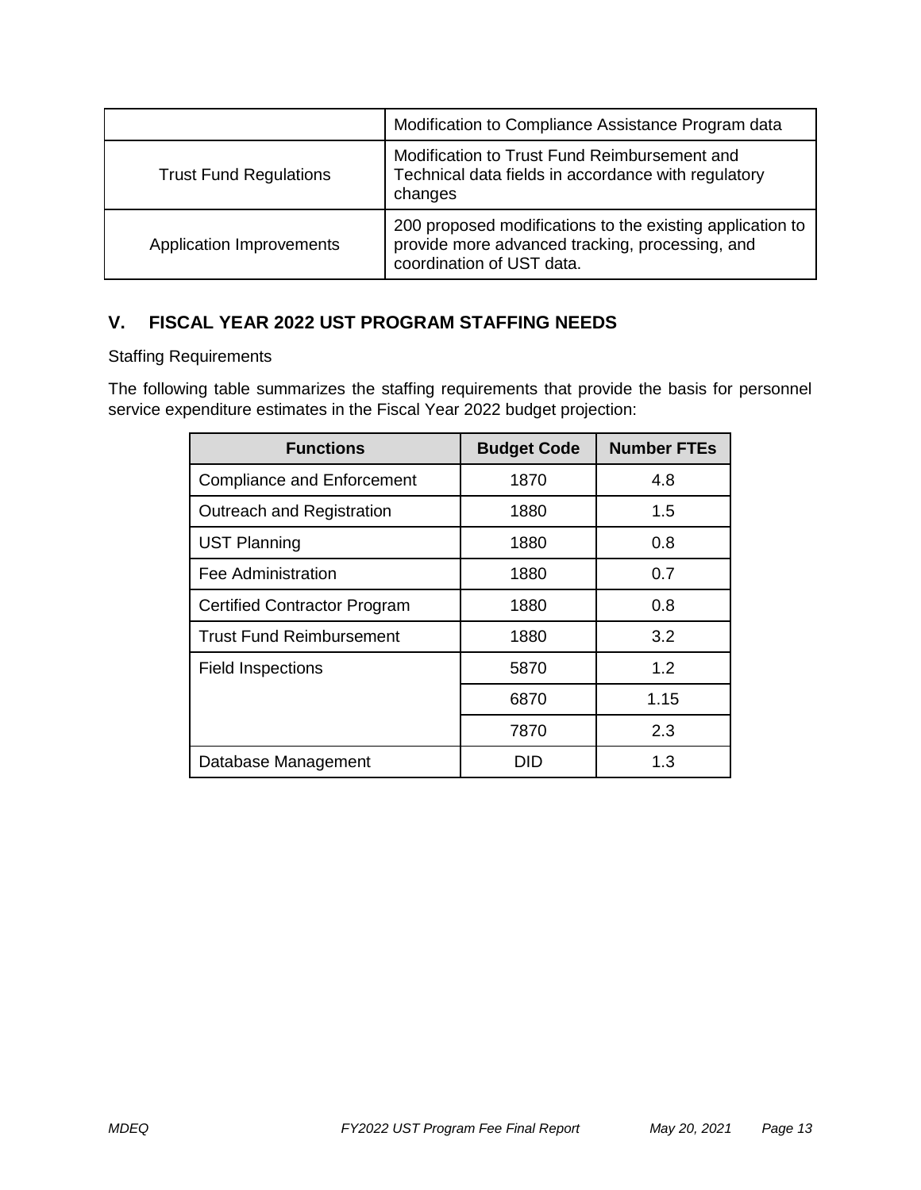| | |
|---|---|
| | Modification to Compliance Assistance Program data |
| Trust Fund Regulations | Modification to Trust Fund Reimbursement and Technical data fields in accordance with regulatory changes |
| Application Improvements | 200 proposed modifications to the existing application to provide more advanced tracking, processing, and coordination of UST data. |

## V. FISCAL YEAR 2022 UST PROGRAM STAFFING NEEDS

Staffing Requirements

The following table summarizes the staffing requirements that provide the basis for personnel service expenditure estimates in the Fiscal Year 2022 budget projection:

| Functions | Budget Code | Number FTEs |
|---|---|---|
| Compliance and Enforcement | 1870 | 4.8 |
| Outreach and Registration | 1880 | 1.5 |
| UST Planning | 1880 | 0.8 |
| Fee Administration | 1880 | 0.7 |
| Certified Contractor Program | 1880 | 0.8 |
| Trust Fund Reimbursement | 1880 | 3.2 |
| Field Inspections | 5870 | 1.2 |
| | 6870 | 1.15 |
| | 7870 | 2.3 |
| Database Management | DID | 1.3 |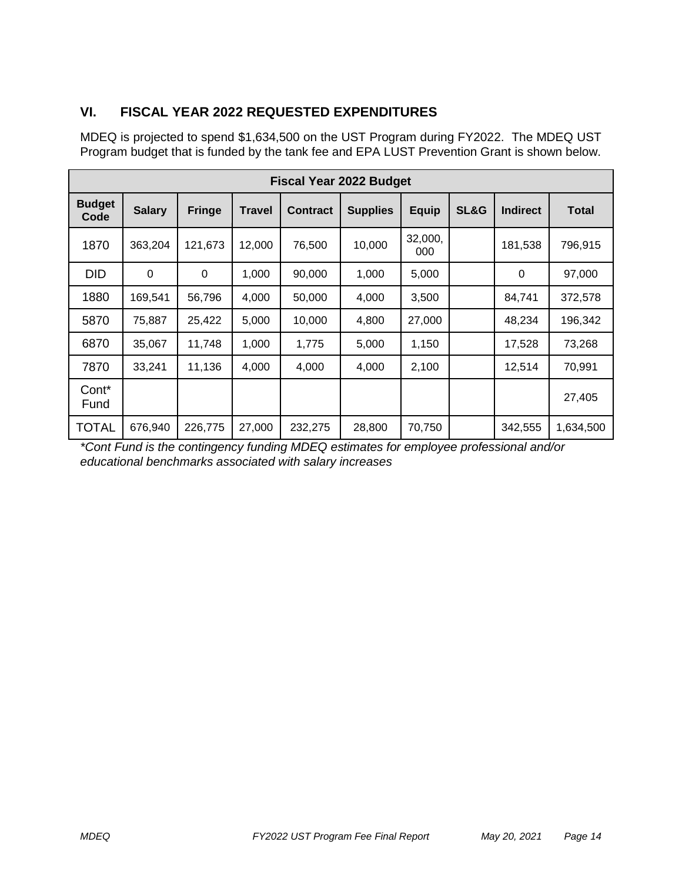## VI. FISCAL YEAR 2022 REQUESTED EXPENDITURES

MDEQ is projected to spend $1,634,500 on the UST Program during FY2022. The MDEQ UST Program budget that is funded by the tank fee and EPA LUST Prevention Grant is shown below.

| Fiscal Year 2022 Budget | | | | | | | | | |
|---|---|---|---|---|---|---|---|---|---|
| **Budget Code** | **Salary** | **Fringe** | **Travel** | **Contract** | **Supplies** | **Equip** | **SL&G** | **Indirect** | **Total** |
| 1870 | 363,204 | 121,673 | 12,000 | 76,500 | 10,000 | 32,000,000 | | 181,538 | 796,915 |
| DID | 0 | 0 | 1,000 | 90,000 | 1,000 | 5,000 | | 0 | 97,000 |
| 1880 | 169,541 | 56,796 | 4,000 | 50,000 | 4,000 | 3,500 | | 84,741 | 372,578 |
| 5870 | 75,887 | 25,422 | 5,000 | 10,000 | 4,800 | 27,000 | | 48,234 | 196,342 |
| 6870 | 35,067 | 11,748 | 1,000 | 1,775 | 5,000 | 1,150 | | 17,528 | 73,268 |
| 7870 | 33,241 | 11,136 | 4,000 | 4,000 | 4,000 | 2,100 | | 12,514 | 70,991 |
| Cont* Fund | | | | | | | | | 27,405 |
| TOTAL | 676,940 | 226,775 | 27,000 | 232,275 | 28,800 | 70,750 | | 342,555 | 1,634,500 |

*\*Cont Fund is the contingency funding MDEQ estimates for employee professional and/or educational benchmarks associated with salary increases*